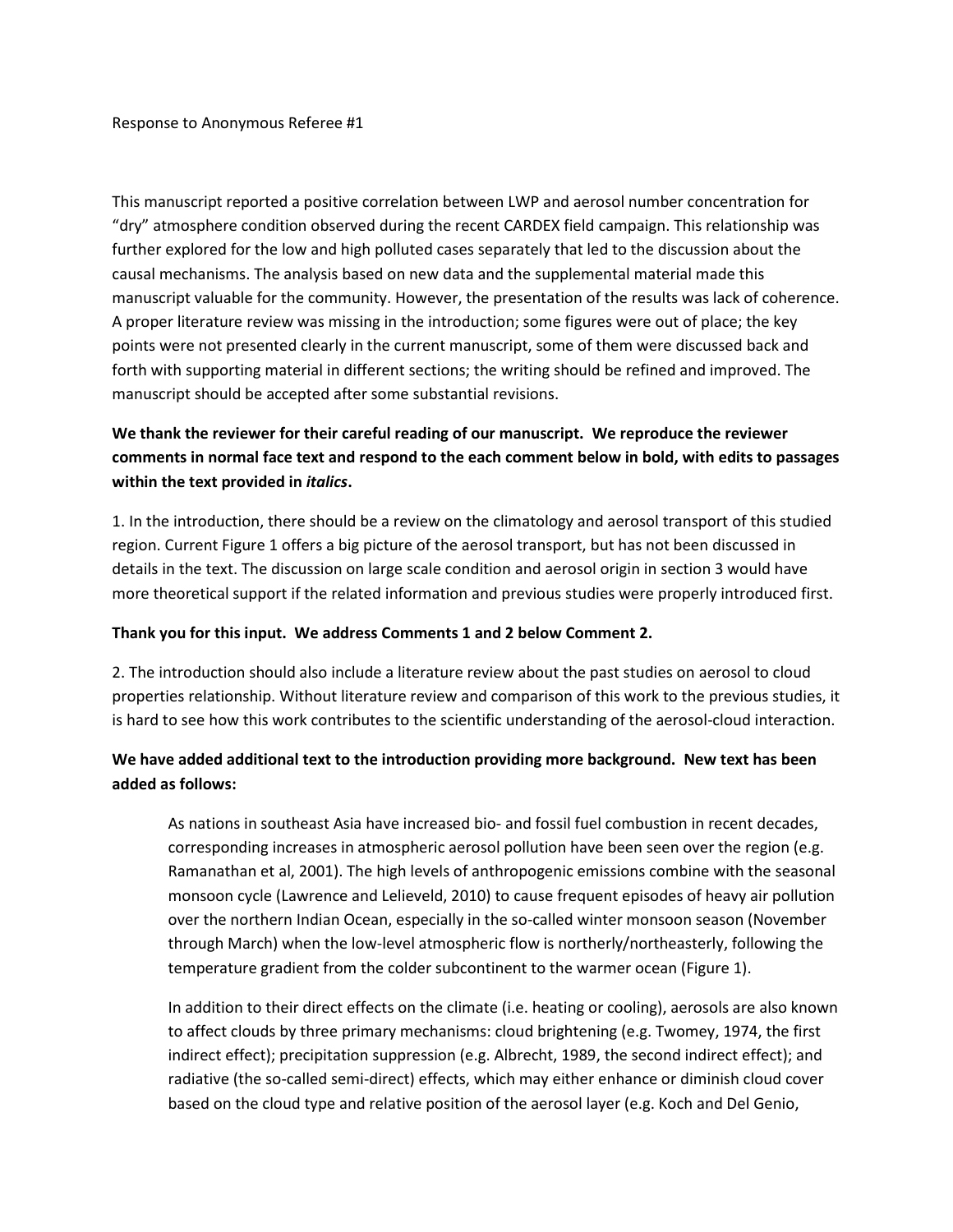Response to Anonymous Referee #1

This manuscript reported a positive correlation between LWP and aerosol number concentration for "dry" atmosphere condition observed during the recent CARDEX field campaign. This relationship was further explored for the low and high polluted cases separately that led to the discussion about the causal mechanisms. The analysis based on new data and the supplemental material made this manuscript valuable for the community. However, the presentation of the results was lack of coherence. A proper literature review was missing in the introduction; some figures were out of place; the key points were not presented clearly in the current manuscript, some of them were discussed back and forth with supporting material in different sections; the writing should be refined and improved. The manuscript should be accepted after some substantial revisions.

**We thank the reviewer for their careful reading of our manuscript. We reproduce the reviewer comments in normal face text and respond to the each comment below in bold, with edits to passages within the text provided in *italics*.**

1. In the introduction, there should be a review on the climatology and aerosol transport of this studied region. Current Figure 1 offers a big picture of the aerosol transport, but has not been discussed in details in the text. The discussion on large scale condition and aerosol origin in section 3 would have more theoretical support if the related information and previous studies were properly introduced first.

**Thank you for this input. We address Comments 1 and 2 below Comment 2.**

2. The introduction should also include a literature review about the past studies on aerosol to cloud properties relationship. Without literature review and comparison of this work to the previous studies, it is hard to see how this work contributes to the scientific understanding of the aerosol-cloud interaction.

**We have added additional text to the introduction providing more background. New text has been added as follows:**

> As nations in southeast Asia have increased bio- and fossil fuel combustion in recent decades, corresponding increases in atmospheric aerosol pollution have been seen over the region (e.g. Ramanathan et al, 2001). The high levels of anthropogenic emissions combine with the seasonal monsoon cycle (Lawrence and Lelieveld, 2010) to cause frequent episodes of heavy air pollution over the northern Indian Ocean, especially in the so-called winter monsoon season (November through March) when the low-level atmospheric flow is northerly/northeasterly, following the temperature gradient from the colder subcontinent to the warmer ocean (Figure 1).
>
> In addition to their direct effects on the climate (i.e. heating or cooling), aerosols are also known to affect clouds by three primary mechanisms: cloud brightening (e.g. Twomey, 1974, the first indirect effect); precipitation suppression (e.g. Albrecht, 1989, the second indirect effect); and radiative (the so-called semi-direct) effects, which may either enhance or diminish cloud cover based on the cloud type and relative position of the aerosol layer (e.g. Koch and Del Genio,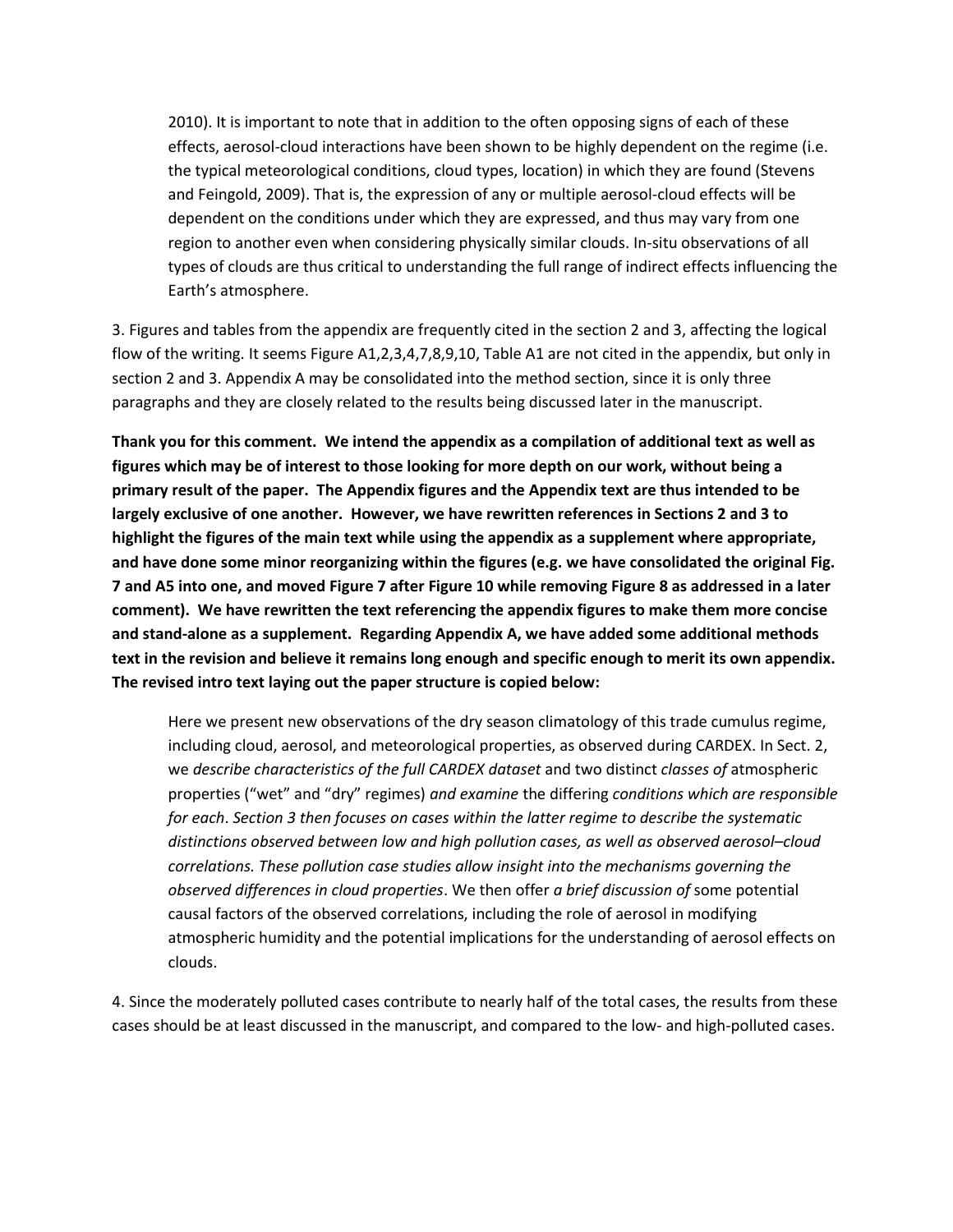> 2010). It is important to note that in addition to the often opposing signs of each of these effects, aerosol-cloud interactions have been shown to be highly dependent on the regime (i.e. the typical meteorological conditions, cloud types, location) in which they are found (Stevens and Feingold, 2009). That is, the expression of any or multiple aerosol-cloud effects will be dependent on the conditions under which they are expressed, and thus may vary from one region to another even when considering physically similar clouds. In-situ observations of all types of clouds are thus critical to understanding the full range of indirect effects influencing the Earth's atmosphere.

3. Figures and tables from the appendix are frequently cited in the section 2 and 3, affecting the logical flow of the writing. It seems Figure A1,2,3,4,7,8,9,10, Table A1 are not cited in the appendix, but only in section 2 and 3. Appendix A may be consolidated into the method section, since it is only three paragraphs and they are closely related to the results being discussed later in the manuscript.

**Thank you for this comment. We intend the appendix as a compilation of additional text as well as figures which may be of interest to those looking for more depth on our work, without being a primary result of the paper. The Appendix figures and the Appendix text are thus intended to be largely exclusive of one another. However, we have rewritten references in Sections 2 and 3 to highlight the figures of the main text while using the appendix as a supplement where appropriate, and have done some minor reorganizing within the figures (e.g. we have consolidated the original Fig. 7 and A5 into one, and moved Figure 7 after Figure 10 while removing Figure 8 as addressed in a later comment). We have rewritten the text referencing the appendix figures to make them more concise and stand-alone as a supplement. Regarding Appendix A, we have added some additional methods text in the revision and believe it remains long enough and specific enough to merit its own appendix. The revised intro text laying out the paper structure is copied below:**

> Here we present new observations of the dry season climatology of this trade cumulus regime, including cloud, aerosol, and meteorological properties, as observed during CARDEX. In Sect. 2, we *describe characteristics of the full CARDEX dataset* and two distinct *classes of* atmospheric properties ("wet" and "dry" regimes) *and examine* the differing *conditions which are responsible for each*. *Section 3 then focuses on cases within the latter regime to describe the systematic distinctions observed between low and high pollution cases, as well as observed aerosol–cloud correlations. These pollution case studies allow insight into the mechanisms governing the observed differences in cloud properties*. We then offer *a brief discussion of* some potential causal factors of the observed correlations, including the role of aerosol in modifying atmospheric humidity and the potential implications for the understanding of aerosol effects on clouds.

4. Since the moderately polluted cases contribute to nearly half of the total cases, the results from these cases should be at least discussed in the manuscript, and compared to the low- and high-polluted cases.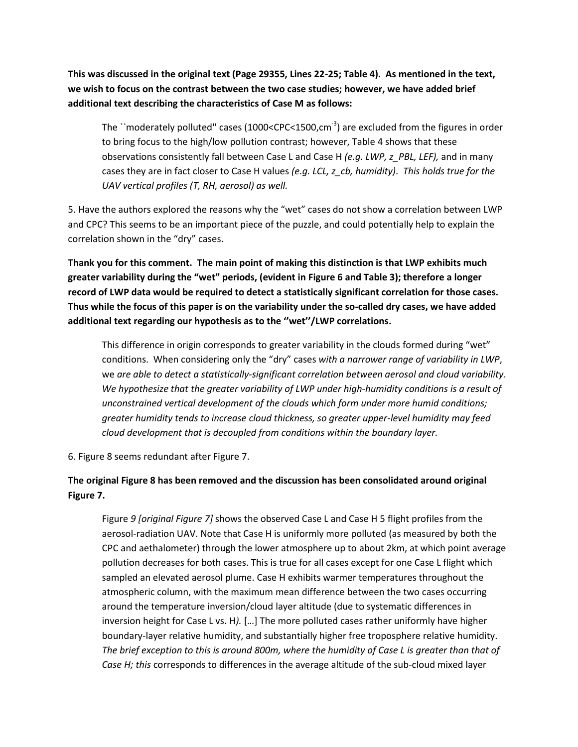**This was discussed in the original text (Page 29355, Lines 22-25; Table 4). As mentioned in the text, we wish to focus on the contrast between the two case studies; however, we have added brief additional text describing the characteristics of Case M as follows:**

> The ``moderately polluted'' cases (1000<CPC<1500,cm$^{-3}$) are excluded from the figures in order to bring focus to the high/low pollution contrast; however, Table 4 shows that these observations consistently fall between Case L and Case H *(e.g. LWP, z_PBL, LEF),* and in many cases they are in fact closer to Case H values *(e.g. LCL, z_cb, humidity)*. *This holds true for the UAV vertical profiles (T, RH, aerosol) as well.*

5. Have the authors explored the reasons why the "wet" cases do not show a correlation between LWP and CPC? This seems to be an important piece of the puzzle, and could potentially help to explain the correlation shown in the "dry" cases.

**Thank you for this comment. The main point of making this distinction is that LWP exhibits much greater variability during the "wet" periods, (evident in Figure 6 and Table 3); therefore a longer record of LWP data would be required to detect a statistically significant correlation for those cases. Thus while the focus of this paper is on the variability under the so-called dry cases, we have added additional text regarding our hypothesis as to the ''wet''/LWP correlations.**

> This difference in origin corresponds to greater variability in the clouds formed during "wet" conditions. When considering only the "dry" cases *with a narrower range of variability in LWP*, we *are able to detect a statistically-significant correlation between aerosol and cloud variability*. *We hypothesize that the greater variability of LWP under high-humidity conditions is a result of unconstrained vertical development of the clouds which form under more humid conditions; greater humidity tends to increase cloud thickness, so greater upper-level humidity may feed cloud development that is decoupled from conditions within the boundary layer.*

6. Figure 8 seems redundant after Figure 7.

**The original Figure 8 has been removed and the discussion has been consolidated around original Figure 7.**

> Figure *9 [original Figure 7]* shows the observed Case L and Case H 5 flight profiles from the aerosol-radiation UAV. Note that Case H is uniformly more polluted (as measured by both the CPC and aethalometer) through the lower atmosphere up to about 2km, at which point average pollution decreases for both cases. This is true for all cases except for one Case L flight which sampled an elevated aerosol plume. Case H exhibits warmer temperatures throughout the atmospheric column, with the maximum mean difference between the two cases occurring around the temperature inversion/cloud layer altitude (due to systematic differences in inversion height for Case L vs. H*).* […] The more polluted cases rather uniformly have higher boundary-layer relative humidity, and substantially higher free troposphere relative humidity. *The brief exception to this is around 800m, where the humidity of Case L is greater than that of Case H; this* corresponds to differences in the average altitude of the sub-cloud mixed layer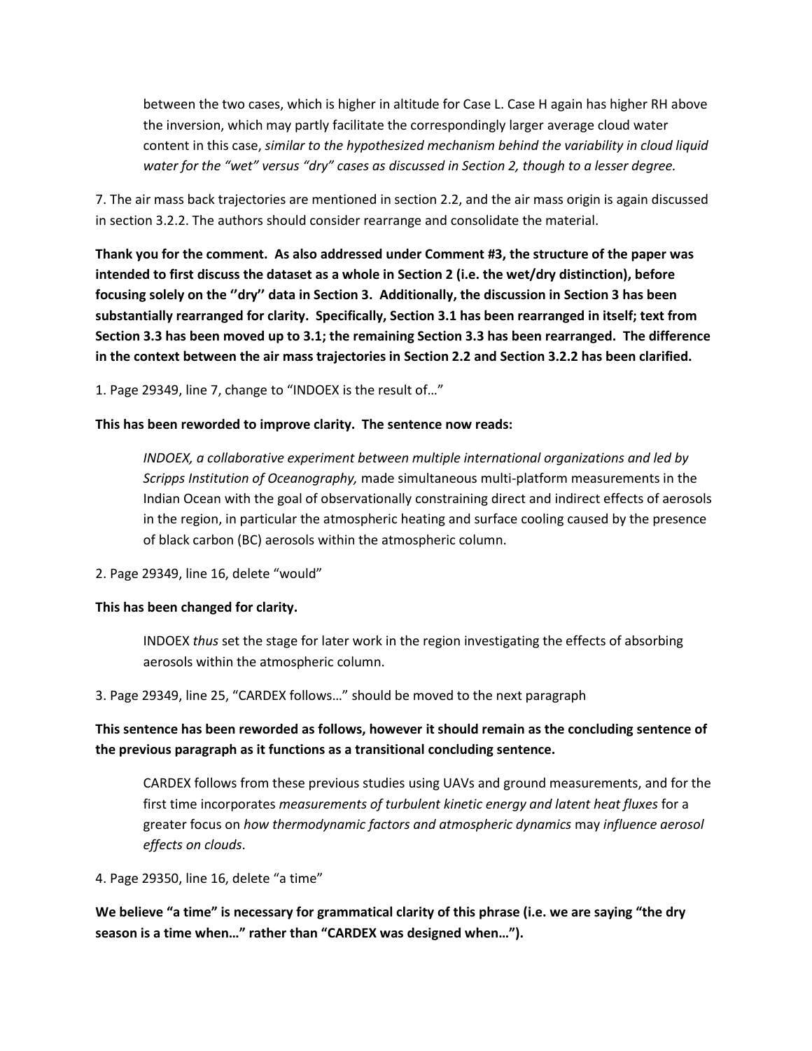> between the two cases, which is higher in altitude for Case L. Case H again has higher RH above the inversion, which may partly facilitate the correspondingly larger average cloud water content in this case, *similar to the hypothesized mechanism behind the variability in cloud liquid water for the "wet" versus "dry" cases as discussed in Section 2, though to a lesser degree.*

7. The air mass back trajectories are mentioned in section 2.2, and the air mass origin is again discussed in section 3.2.2. The authors should consider rearrange and consolidate the material.

**Thank you for the comment. As also addressed under Comment #3, the structure of the paper was intended to first discuss the dataset as a whole in Section 2 (i.e. the wet/dry distinction), before focusing solely on the ''dry'' data in Section 3. Additionally, the discussion in Section 3 has been substantially rearranged for clarity. Specifically, Section 3.1 has been rearranged in itself; text from Section 3.3 has been moved up to 3.1; the remaining Section 3.3 has been rearranged. The difference in the context between the air mass trajectories in Section 2.2 and Section 3.2.2 has been clarified.**

1. Page 29349, line 7, change to "INDOEX is the result of…"

**This has been reworded to improve clarity. The sentence now reads:**

> *INDOEX, a collaborative experiment between multiple international organizations and led by Scripps Institution of Oceanography,* made simultaneous multi-platform measurements in the Indian Ocean with the goal of observationally constraining direct and indirect effects of aerosols in the region, in particular the atmospheric heating and surface cooling caused by the presence of black carbon (BC) aerosols within the atmospheric column.

2. Page 29349, line 16, delete "would"

**This has been changed for clarity.**

> INDOEX *thus* set the stage for later work in the region investigating the effects of absorbing aerosols within the atmospheric column.

3. Page 29349, line 25, "CARDEX follows…" should be moved to the next paragraph

**This sentence has been reworded as follows, however it should remain as the concluding sentence of the previous paragraph as it functions as a transitional concluding sentence.**

> CARDEX follows from these previous studies using UAVs and ground measurements, and for the first time incorporates *measurements of turbulent kinetic energy and latent heat fluxes* for a greater focus on *how thermodynamic factors and atmospheric dynamics* may *influence aerosol effects on clouds*.

4. Page 29350, line 16, delete "a time"

**We believe "a time" is necessary for grammatical clarity of this phrase (i.e. we are saying "the dry season is a time when…" rather than "CARDEX was designed when…").**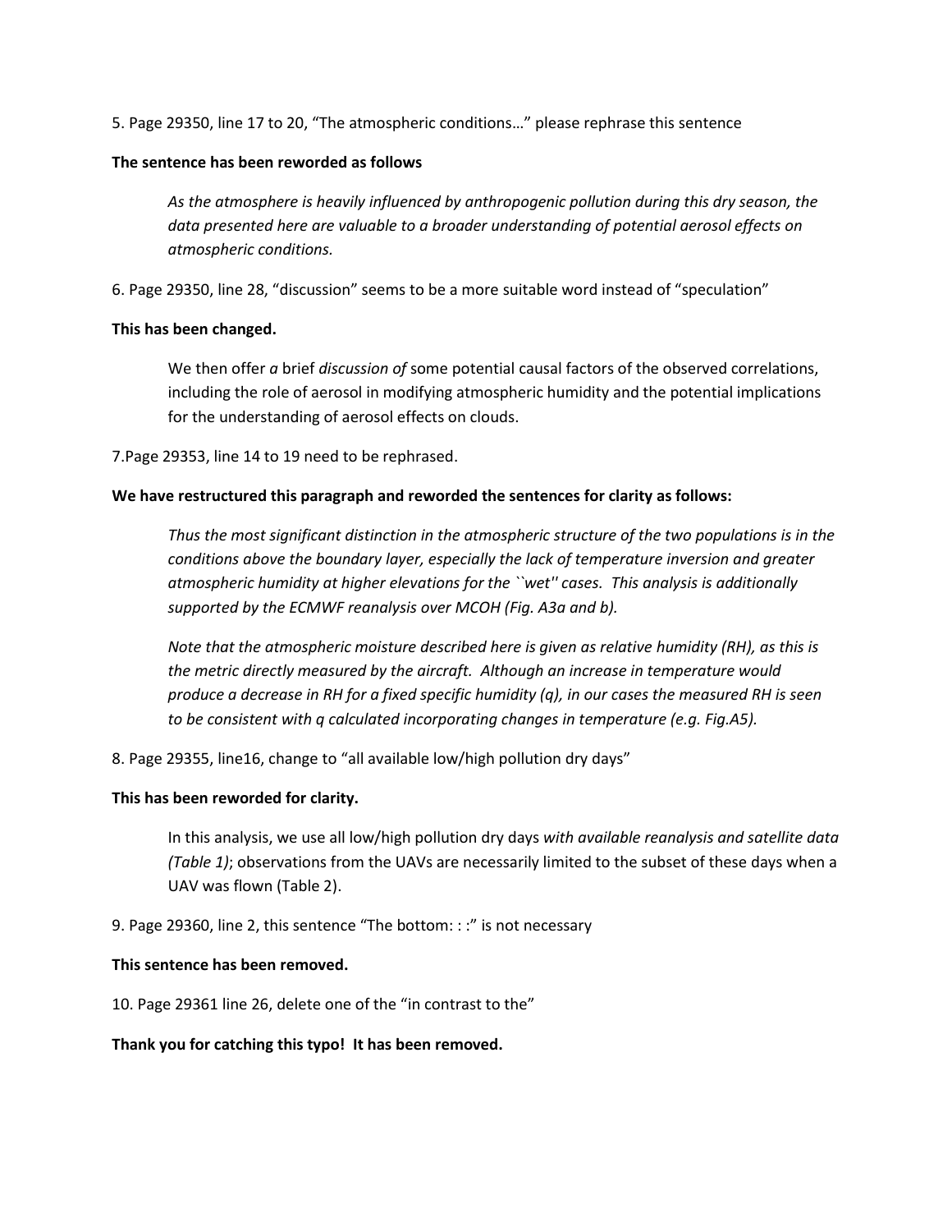5. Page 29350, line 17 to 20, "The atmospheric conditions…" please rephrase this sentence

**The sentence has been reworded as follows**

> *As the atmosphere is heavily influenced by anthropogenic pollution during this dry season, the data presented here are valuable to a broader understanding of potential aerosol effects on atmospheric conditions.*

6. Page 29350, line 28, "discussion" seems to be a more suitable word instead of "speculation"

**This has been changed.**

> We then offer *a* brief *discussion of* some potential causal factors of the observed correlations, including the role of aerosol in modifying atmospheric humidity and the potential implications for the understanding of aerosol effects on clouds.

7.Page 29353, line 14 to 19 need to be rephrased.

**We have restructured this paragraph and reworded the sentences for clarity as follows:**

> *Thus the most significant distinction in the atmospheric structure of the two populations is in the conditions above the boundary layer, especially the lack of temperature inversion and greater atmospheric humidity at higher elevations for the ``wet'' cases. This analysis is additionally supported by the ECMWF reanalysis over MCOH (Fig. A3a and b).*
>
> *Note that the atmospheric moisture described here is given as relative humidity (RH), as this is the metric directly measured by the aircraft. Although an increase in temperature would produce a decrease in RH for a fixed specific humidity (q), in our cases the measured RH is seen to be consistent with q calculated incorporating changes in temperature (e.g. Fig.A5).*

8. Page 29355, line16, change to "all available low/high pollution dry days"

**This has been reworded for clarity.**

> In this analysis, we use all low/high pollution dry days *with available reanalysis and satellite data (Table 1)*; observations from the UAVs are necessarily limited to the subset of these days when a UAV was flown (Table 2).

9. Page 29360, line 2, this sentence "The bottom: : :" is not necessary

**This sentence has been removed.**

10. Page 29361 line 26, delete one of the "in contrast to the"

**Thank you for catching this typo! It has been removed.**